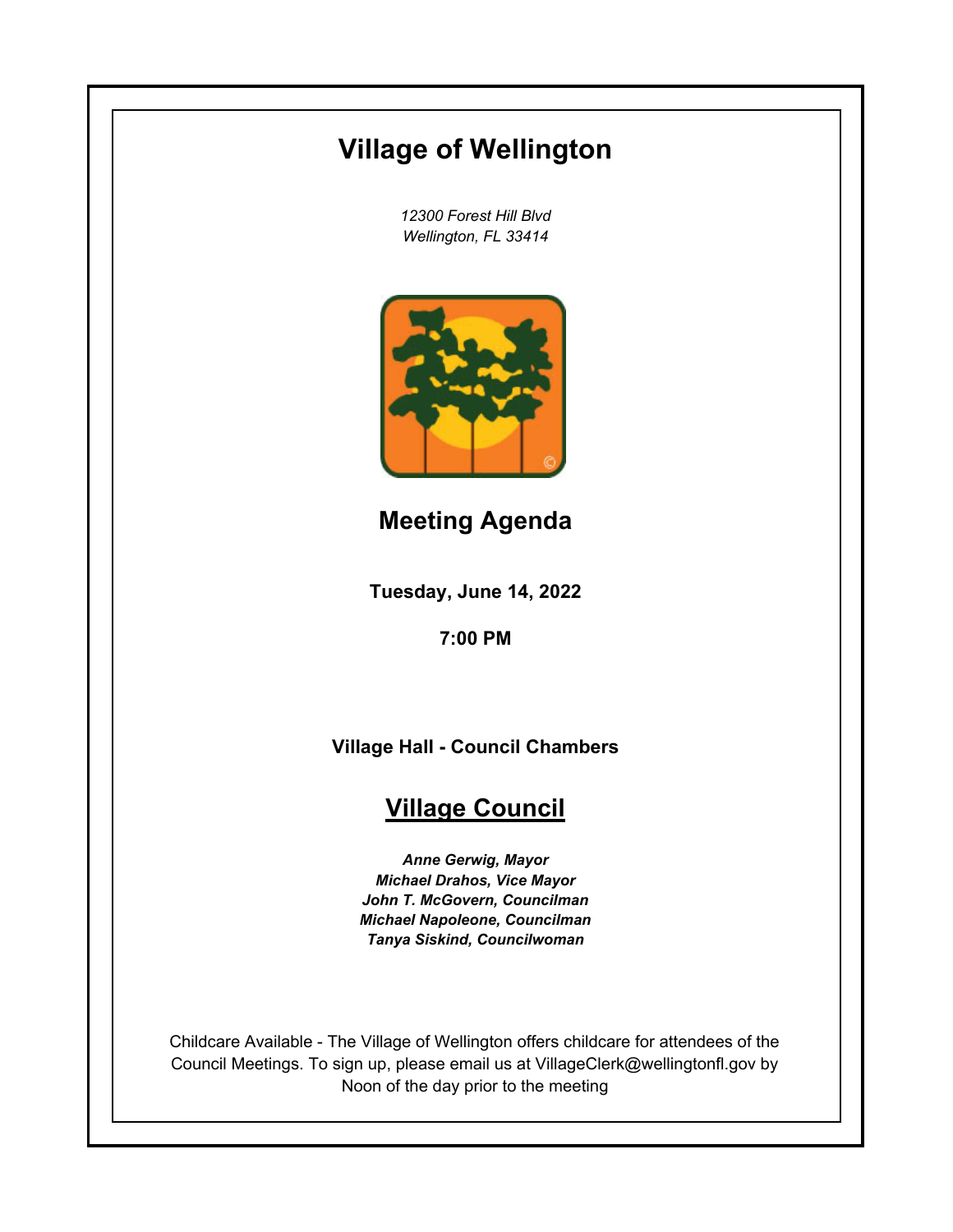# Village of Wellington

*12300 Forest Hill Blvd*
*Wellington, FL 33414*

## Meeting Agenda

**Tuesday, June 14, 2022**

**7:00 PM**

**Village Hall - Council Chambers**

## Village Council

***Anne Gerwig, Mayor***
***Michael Drahos, Vice Mayor***
***John T. McGovern, Councilman***
***Michael Napoleone, Councilman***
***Tanya Siskind, Councilwoman***

Childcare Available - The Village of Wellington offers childcare for attendees of the Council Meetings. To sign up, please email us at VillageClerk@wellingtonfl.gov by Noon of the day prior to the meeting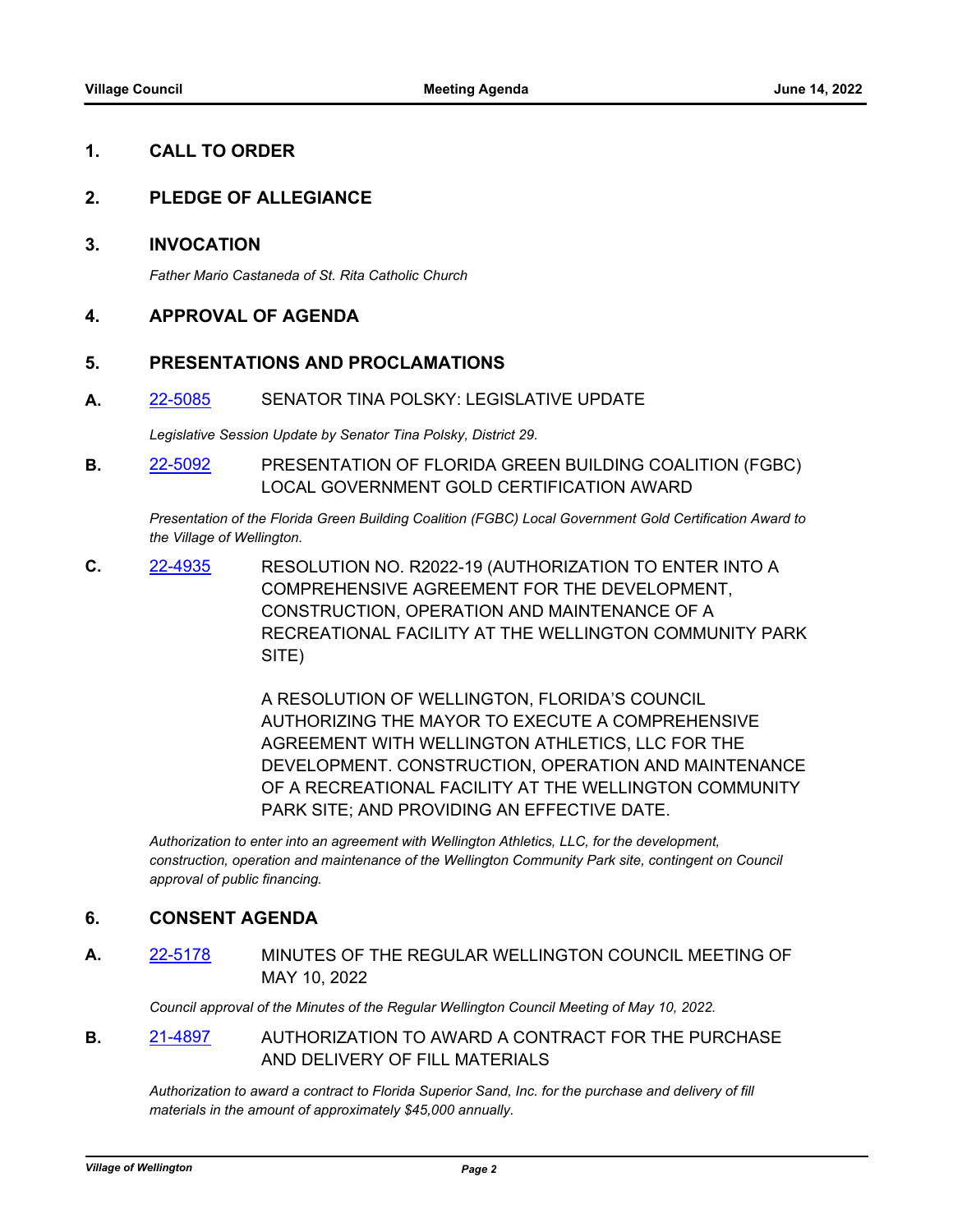## 1. CALL TO ORDER

## 2. PLEDGE OF ALLEGIANCE

## 3. INVOCATION

*Father Mario Castaneda of St. Rita Catholic Church*

## 4. APPROVAL OF AGENDA

## 5. PRESENTATIONS AND PROCLAMATIONS

**A.** 22-5085 SENATOR TINA POLSKY: LEGISLATIVE UPDATE

*Legislative Session Update by Senator Tina Polsky, District 29.*

**B.** 22-5092 PRESENTATION OF FLORIDA GREEN BUILDING COALITION (FGBC) LOCAL GOVERNMENT GOLD CERTIFICATION AWARD

*Presentation of the Florida Green Building Coalition (FGBC) Local Government Gold Certification Award to the Village of Wellington.*

**C.** 22-4935 RESOLUTION NO. R2022-19 (AUTHORIZATION TO ENTER INTO A COMPREHENSIVE AGREEMENT FOR THE DEVELOPMENT, CONSTRUCTION, OPERATION AND MAINTENANCE OF A RECREATIONAL FACILITY AT THE WELLINGTON COMMUNITY PARK SITE)

A RESOLUTION OF WELLINGTON, FLORIDA'S COUNCIL AUTHORIZING THE MAYOR TO EXECUTE A COMPREHENSIVE AGREEMENT WITH WELLINGTON ATHLETICS, LLC FOR THE DEVELOPMENT. CONSTRUCTION, OPERATION AND MAINTENANCE OF A RECREATIONAL FACILITY AT THE WELLINGTON COMMUNITY PARK SITE; AND PROVIDING AN EFFECTIVE DATE.

*Authorization to enter into an agreement with Wellington Athletics, LLC, for the development, construction, operation and maintenance of the Wellington Community Park site, contingent on Council approval of public financing.*

## 6. CONSENT AGENDA

**A.** 22-5178 MINUTES OF THE REGULAR WELLINGTON COUNCIL MEETING OF MAY 10, 2022

*Council approval of the Minutes of the Regular Wellington Council Meeting of May 10, 2022.*

**B.** 21-4897 AUTHORIZATION TO AWARD A CONTRACT FOR THE PURCHASE AND DELIVERY OF FILL MATERIALS

*Authorization to award a contract to Florida Superior Sand, Inc. for the purchase and delivery of fill materials in the amount of approximately $45,000 annually.*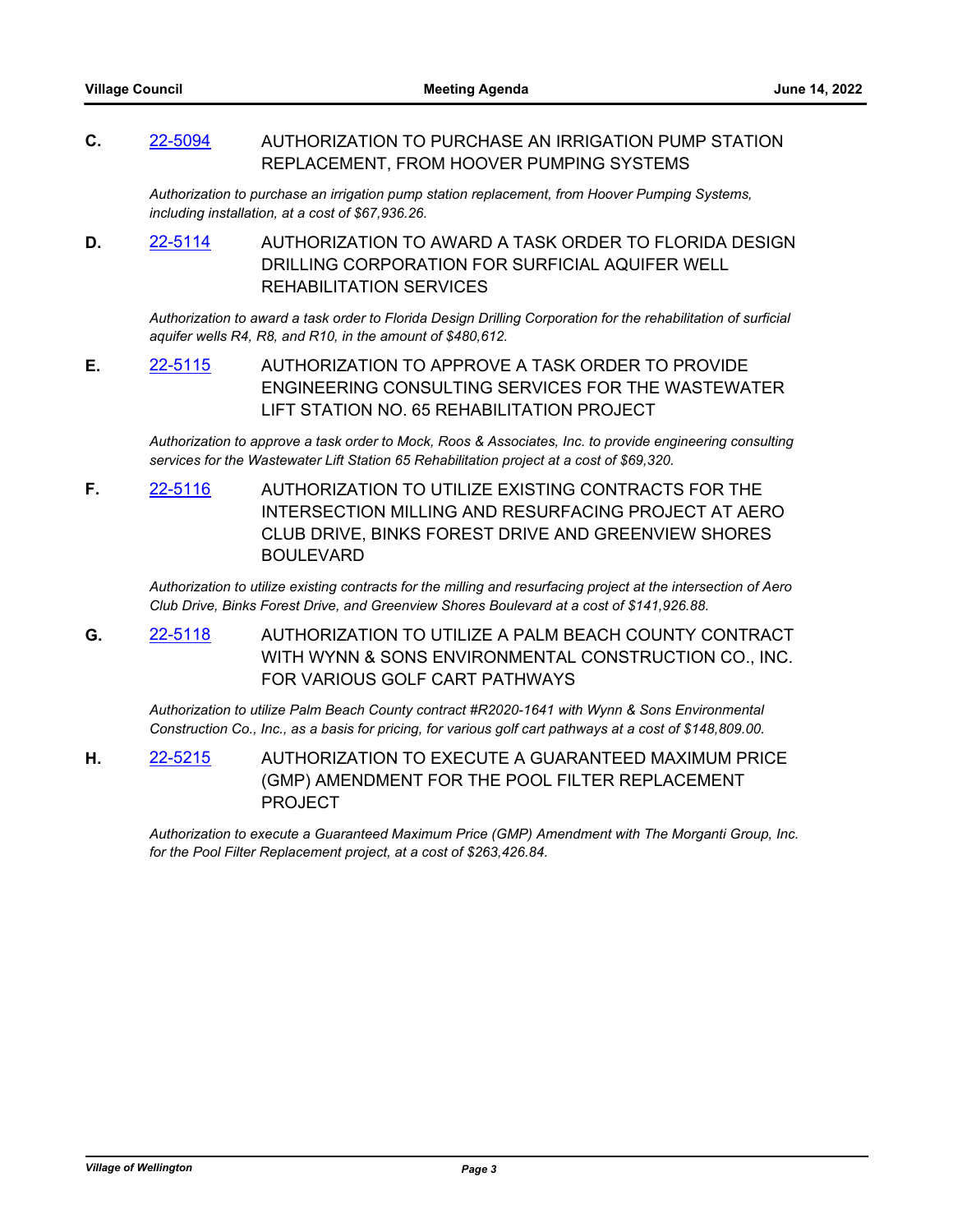**C.** [22-5094](22-5094) AUTHORIZATION TO PURCHASE AN IRRIGATION PUMP STATION REPLACEMENT, FROM HOOVER PUMPING SYSTEMS

*Authorization to purchase an irrigation pump station replacement, from Hoover Pumping Systems, including installation, at a cost of $67,936.26.*

**D.** [22-5114](22-5114) AUTHORIZATION TO AWARD A TASK ORDER TO FLORIDA DESIGN DRILLING CORPORATION FOR SURFICIAL AQUIFER WELL REHABILITATION SERVICES

*Authorization to award a task order to Florida Design Drilling Corporation for the rehabilitation of surficial aquifer wells R4, R8, and R10, in the amount of $480,612.*

**E.** [22-5115](22-5115) AUTHORIZATION TO APPROVE A TASK ORDER TO PROVIDE ENGINEERING CONSULTING SERVICES FOR THE WASTEWATER LIFT STATION NO. 65 REHABILITATION PROJECT

*Authorization to approve a task order to Mock, Roos & Associates, Inc. to provide engineering consulting services for the Wastewater Lift Station 65 Rehabilitation project at a cost of $69,320.*

**F.** [22-5116](22-5116) AUTHORIZATION TO UTILIZE EXISTING CONTRACTS FOR THE INTERSECTION MILLING AND RESURFACING PROJECT AT AERO CLUB DRIVE, BINKS FOREST DRIVE AND GREENVIEW SHORES BOULEVARD

*Authorization to utilize existing contracts for the milling and resurfacing project at the intersection of Aero Club Drive, Binks Forest Drive, and Greenview Shores Boulevard at a cost of $141,926.88.*

**G.** [22-5118](22-5118) AUTHORIZATION TO UTILIZE A PALM BEACH COUNTY CONTRACT WITH WYNN & SONS ENVIRONMENTAL CONSTRUCTION CO., INC. FOR VARIOUS GOLF CART PATHWAYS

*Authorization to utilize Palm Beach County contract #R2020-1641 with Wynn & Sons Environmental Construction Co., Inc., as a basis for pricing, for various golf cart pathways at a cost of $148,809.00.*

**H.** [22-5215](22-5215) AUTHORIZATION TO EXECUTE A GUARANTEED MAXIMUM PRICE (GMP) AMENDMENT FOR THE POOL FILTER REPLACEMENT PROJECT

*Authorization to execute a Guaranteed Maximum Price (GMP) Amendment with The Morganti Group, Inc. for the Pool Filter Replacement project, at a cost of $263,426.84.*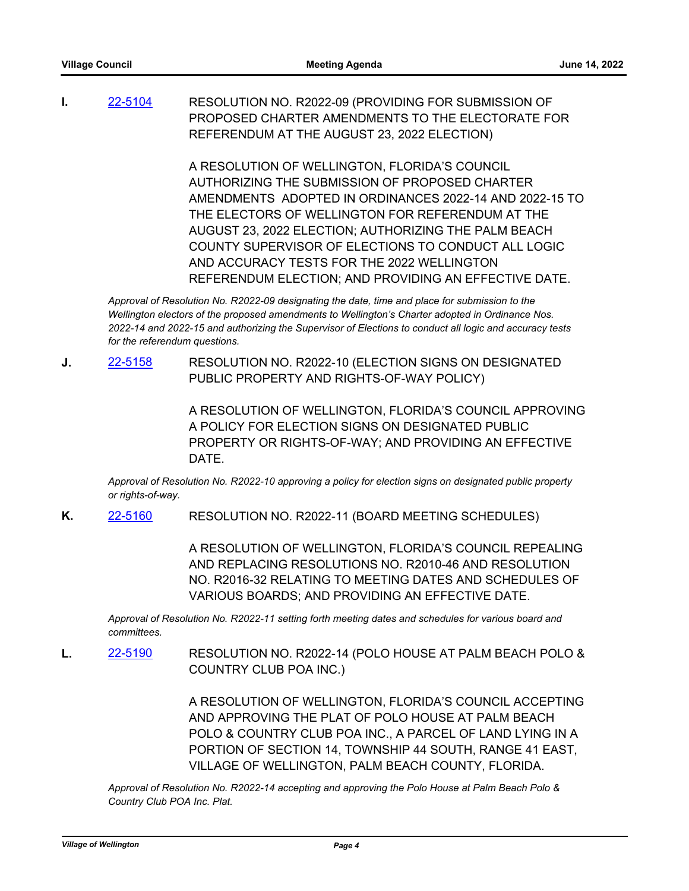**I.** 22-5104 RESOLUTION NO. R2022-09 (PROVIDING FOR SUBMISSION OF PROPOSED CHARTER AMENDMENTS TO THE ELECTORATE FOR REFERENDUM AT THE AUGUST 23, 2022 ELECTION)

A RESOLUTION OF WELLINGTON, FLORIDA'S COUNCIL AUTHORIZING THE SUBMISSION OF PROPOSED CHARTER AMENDMENTS ADOPTED IN ORDINANCES 2022-14 AND 2022-15 TO THE ELECTORS OF WELLINGTON FOR REFERENDUM AT THE AUGUST 23, 2022 ELECTION; AUTHORIZING THE PALM BEACH COUNTY SUPERVISOR OF ELECTIONS TO CONDUCT ALL LOGIC AND ACCURACY TESTS FOR THE 2022 WELLINGTON REFERENDUM ELECTION; AND PROVIDING AN EFFECTIVE DATE.

*Approval of Resolution No. R2022-09 designating the date, time and place for submission to the Wellington electors of the proposed amendments to Wellington's Charter adopted in Ordinance Nos. 2022-14 and 2022-15 and authorizing the Supervisor of Elections to conduct all logic and accuracy tests for the referendum questions.*

**J.** 22-5158 RESOLUTION NO. R2022-10 (ELECTION SIGNS ON DESIGNATED PUBLIC PROPERTY AND RIGHTS-OF-WAY POLICY)

A RESOLUTION OF WELLINGTON, FLORIDA'S COUNCIL APPROVING A POLICY FOR ELECTION SIGNS ON DESIGNATED PUBLIC PROPERTY OR RIGHTS-OF-WAY; AND PROVIDING AN EFFECTIVE DATE.

*Approval of Resolution No. R2022-10 approving a policy for election signs on designated public property or rights-of-way.*

**K.** 22-5160 RESOLUTION NO. R2022-11 (BOARD MEETING SCHEDULES)

A RESOLUTION OF WELLINGTON, FLORIDA'S COUNCIL REPEALING AND REPLACING RESOLUTIONS NO. R2010-46 AND RESOLUTION NO. R2016-32 RELATING TO MEETING DATES AND SCHEDULES OF VARIOUS BOARDS; AND PROVIDING AN EFFECTIVE DATE.

*Approval of Resolution No. R2022-11 setting forth meeting dates and schedules for various board and committees.*

**L.** 22-5190 RESOLUTION NO. R2022-14 (POLO HOUSE AT PALM BEACH POLO & COUNTRY CLUB POA INC.)

A RESOLUTION OF WELLINGTON, FLORIDA'S COUNCIL ACCEPTING AND APPROVING THE PLAT OF POLO HOUSE AT PALM BEACH POLO & COUNTRY CLUB POA INC., A PARCEL OF LAND LYING IN A PORTION OF SECTION 14, TOWNSHIP 44 SOUTH, RANGE 41 EAST, VILLAGE OF WELLINGTON, PALM BEACH COUNTY, FLORIDA.

*Approval of Resolution No. R2022-14 accepting and approving the Polo House at Palm Beach Polo & Country Club POA Inc. Plat.*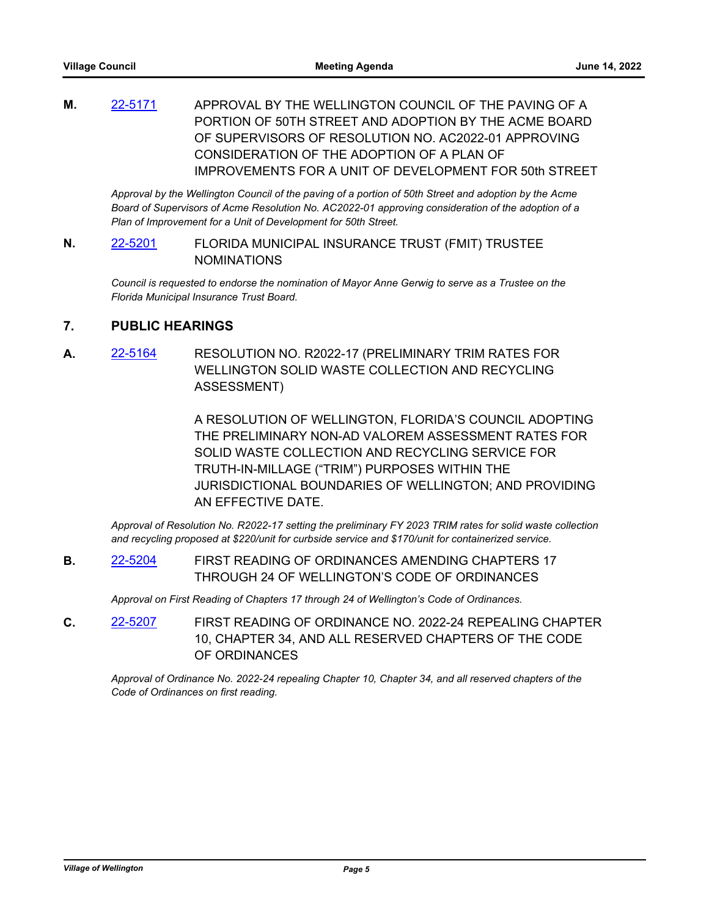**M.** 22-5171 APPROVAL BY THE WELLINGTON COUNCIL OF THE PAVING OF A PORTION OF 50TH STREET AND ADOPTION BY THE ACME BOARD OF SUPERVISORS OF RESOLUTION NO. AC2022-01 APPROVING CONSIDERATION OF THE ADOPTION OF A PLAN OF IMPROVEMENTS FOR A UNIT OF DEVELOPMENT FOR 50th STREET

*Approval by the Wellington Council of the paving of a portion of 50th Street and adoption by the Acme Board of Supervisors of Acme Resolution No. AC2022-01 approving consideration of the adoption of a Plan of Improvement for a Unit of Development for 50th Street.*

**N.** 22-5201 FLORIDA MUNICIPAL INSURANCE TRUST (FMIT) TRUSTEE NOMINATIONS

*Council is requested to endorse the nomination of Mayor Anne Gerwig to serve as a Trustee on the Florida Municipal Insurance Trust Board.*

## 7. PUBLIC HEARINGS

**A.** 22-5164 RESOLUTION NO. R2022-17 (PRELIMINARY TRIM RATES FOR WELLINGTON SOLID WASTE COLLECTION AND RECYCLING ASSESSMENT)

A RESOLUTION OF WELLINGTON, FLORIDA'S COUNCIL ADOPTING THE PRELIMINARY NON-AD VALOREM ASSESSMENT RATES FOR SOLID WASTE COLLECTION AND RECYCLING SERVICE FOR TRUTH-IN-MILLAGE ("TRIM") PURPOSES WITHIN THE JURISDICTIONAL BOUNDARIES OF WELLINGTON; AND PROVIDING AN EFFECTIVE DATE.

*Approval of Resolution No. R2022-17 setting the preliminary FY 2023 TRIM rates for solid waste collection and recycling proposed at $220/unit for curbside service and $170/unit for containerized service.*

**B.** 22-5204 FIRST READING OF ORDINANCES AMENDING CHAPTERS 17 THROUGH 24 OF WELLINGTON'S CODE OF ORDINANCES

*Approval on First Reading of Chapters 17 through 24 of Wellington's Code of Ordinances.*

**C.** 22-5207 FIRST READING OF ORDINANCE NO. 2022-24 REPEALING CHAPTER 10, CHAPTER 34, AND ALL RESERVED CHAPTERS OF THE CODE OF ORDINANCES

*Approval of Ordinance No. 2022-24 repealing Chapter 10, Chapter 34, and all reserved chapters of the Code of Ordinances on first reading.*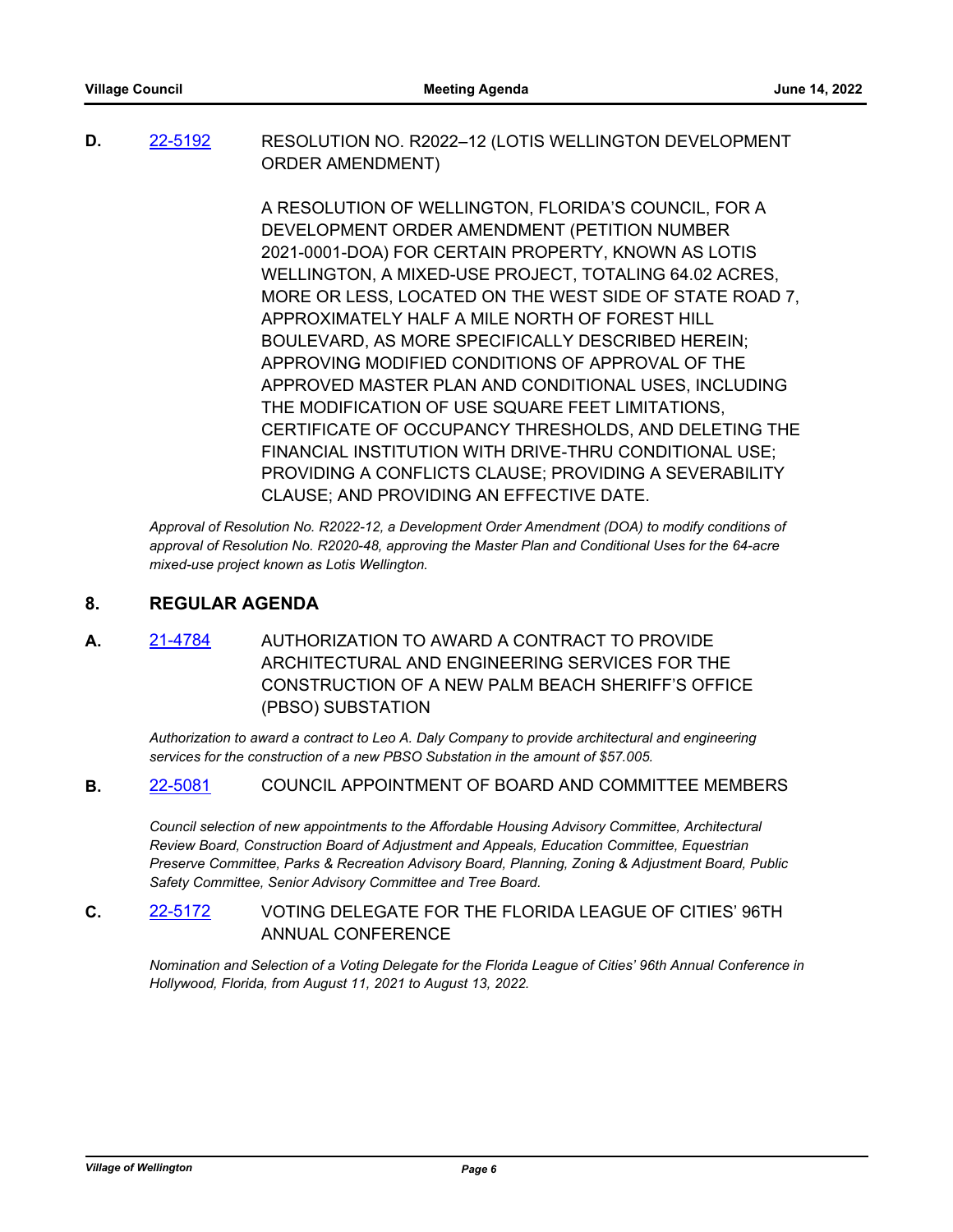**D.** [22-5192](22-5192) RESOLUTION NO. R2022–12 (LOTIS WELLINGTON DEVELOPMENT ORDER AMENDMENT)

A RESOLUTION OF WELLINGTON, FLORIDA'S COUNCIL, FOR A DEVELOPMENT ORDER AMENDMENT (PETITION NUMBER 2021-0001-DOA) FOR CERTAIN PROPERTY, KNOWN AS LOTIS WELLINGTON, A MIXED-USE PROJECT, TOTALING 64.02 ACRES, MORE OR LESS, LOCATED ON THE WEST SIDE OF STATE ROAD 7, APPROXIMATELY HALF A MILE NORTH OF FOREST HILL BOULEVARD, AS MORE SPECIFICALLY DESCRIBED HEREIN; APPROVING MODIFIED CONDITIONS OF APPROVAL OF THE APPROVED MASTER PLAN AND CONDITIONAL USES, INCLUDING THE MODIFICATION OF USE SQUARE FEET LIMITATIONS, CERTIFICATE OF OCCUPANCY THRESHOLDS, AND DELETING THE FINANCIAL INSTITUTION WITH DRIVE-THRU CONDITIONAL USE; PROVIDING A CONFLICTS CLAUSE; PROVIDING A SEVERABILITY CLAUSE; AND PROVIDING AN EFFECTIVE DATE.

*Approval of Resolution No. R2022-12, a Development Order Amendment (DOA) to modify conditions of approval of Resolution No. R2020-48, approving the Master Plan and Conditional Uses for the 64-acre mixed-use project known as Lotis Wellington.*

## 8. REGULAR AGENDA

**A.** [21-4784](21-4784) AUTHORIZATION TO AWARD A CONTRACT TO PROVIDE ARCHITECTURAL AND ENGINEERING SERVICES FOR THE CONSTRUCTION OF A NEW PALM BEACH SHERIFF'S OFFICE (PBSO) SUBSTATION

*Authorization to award a contract to Leo A. Daly Company to provide architectural and engineering services for the construction of a new PBSO Substation in the amount of $57.005.*

**B.** [22-5081](22-5081) COUNCIL APPOINTMENT OF BOARD AND COMMITTEE MEMBERS

*Council selection of new appointments to the Affordable Housing Advisory Committee, Architectural Review Board, Construction Board of Adjustment and Appeals, Education Committee, Equestrian Preserve Committee, Parks & Recreation Advisory Board, Planning, Zoning & Adjustment Board, Public Safety Committee, Senior Advisory Committee and Tree Board.*

**C.** [22-5172](22-5172) VOTING DELEGATE FOR THE FLORIDA LEAGUE OF CITIES' 96TH ANNUAL CONFERENCE

*Nomination and Selection of a Voting Delegate for the Florida League of Cities' 96th Annual Conference in Hollywood, Florida, from August 11, 2021 to August 13, 2022.*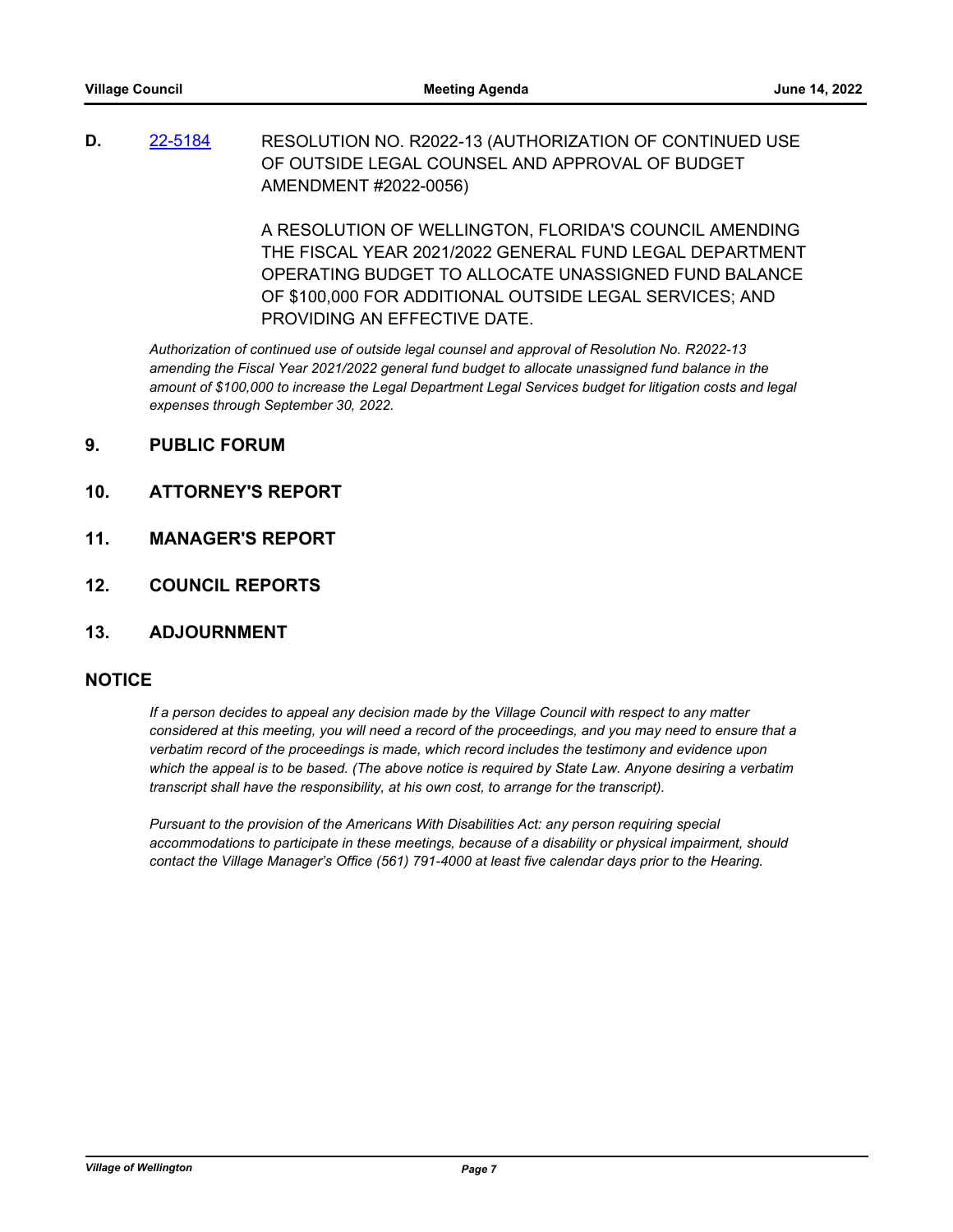**D.** [22-5184](22-5184) RESOLUTION NO. R2022-13 (AUTHORIZATION OF CONTINUED USE OF OUTSIDE LEGAL COUNSEL AND APPROVAL OF BUDGET AMENDMENT #2022-0056)

A RESOLUTION OF WELLINGTON, FLORIDA'S COUNCIL AMENDING THE FISCAL YEAR 2021/2022 GENERAL FUND LEGAL DEPARTMENT OPERATING BUDGET TO ALLOCATE UNASSIGNED FUND BALANCE OF $100,000 FOR ADDITIONAL OUTSIDE LEGAL SERVICES; AND PROVIDING AN EFFECTIVE DATE.

*Authorization of continued use of outside legal counsel and approval of Resolution No. R2022-13 amending the Fiscal Year 2021/2022 general fund budget to allocate unassigned fund balance in the amount of $100,000 to increase the Legal Department Legal Services budget for litigation costs and legal expenses through September 30, 2022.*

## 9. PUBLIC FORUM

## 10. ATTORNEY'S REPORT

## 11. MANAGER'S REPORT

## 12. COUNCIL REPORTS

## 13. ADJOURNMENT

## NOTICE

*If a person decides to appeal any decision made by the Village Council with respect to any matter considered at this meeting, you will need a record of the proceedings, and you may need to ensure that a verbatim record of the proceedings is made, which record includes the testimony and evidence upon which the appeal is to be based. (The above notice is required by State Law. Anyone desiring a verbatim transcript shall have the responsibility, at his own cost, to arrange for the transcript).*

*Pursuant to the provision of the Americans With Disabilities Act: any person requiring special accommodations to participate in these meetings, because of a disability or physical impairment, should contact the Village Manager's Office (561) 791-4000 at least five calendar days prior to the Hearing.*